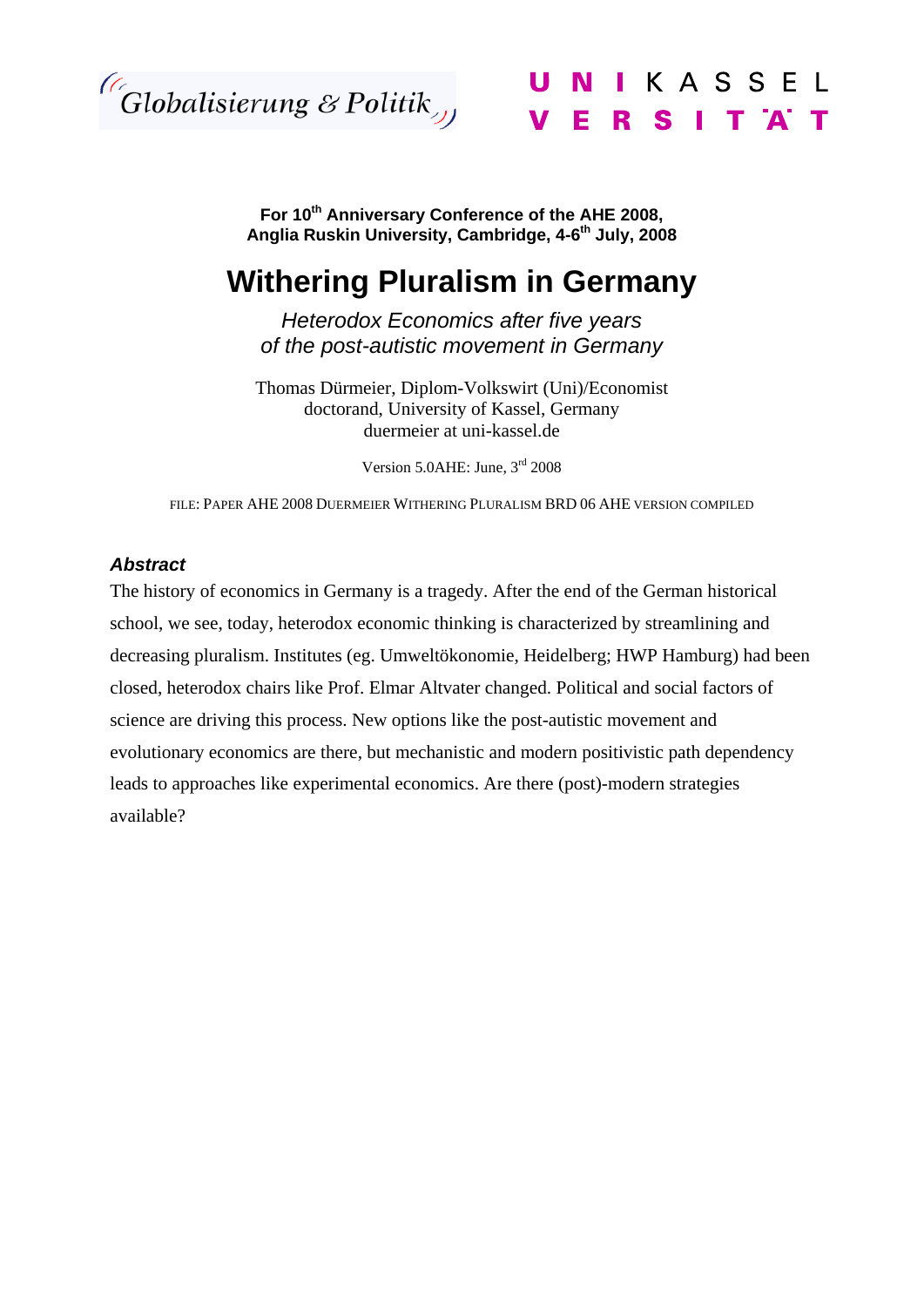For 10th Anniversary Conference of the AHE 2008,
Anglia Ruskin University, Cambridge, 4-6th July, 2008

# Withering Pluralism in Germany

*Heterodox Economics after five years*
*of the post-autistic movement in Germany*

Thomas Dürmeier, Diplom-Volkswirt (Uni)/Economist
doctorand, University of Kassel, Germany
duermeier at uni-kassel.de

Version 5.0AHE: June, 3rd 2008

FILE: PAPER AHE 2008 DUERMEIER WITHERING PLURALISM BRD 06 AHE VERSION COMPILED

### *Abstract*

The history of economics in Germany is a tragedy. After the end of the German historical school, we see, today, heterodox economic thinking is characterized by streamlining and decreasing pluralism. Institutes (eg. Umweltökonomie, Heidelberg; HWP Hamburg) had been closed, heterodox chairs like Prof. Elmar Altvater changed. Political and social factors of science are driving this process. New options like the post-autistic movement and evolutionary economics are there, but mechanistic and modern positivistic path dependency leads to approaches like experimental economics. Are there (post)-modern strategies available?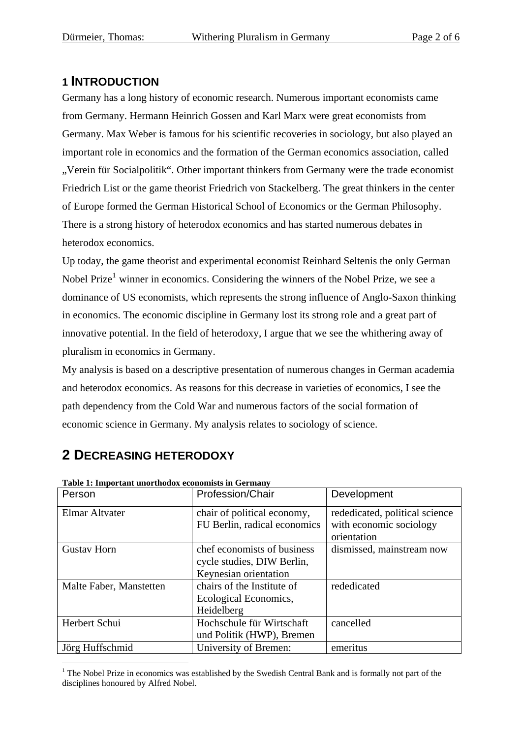# 1 INTRODUCTION

Germany has a long history of economic research. Numerous important economists came from Germany. Hermann Heinrich Gossen and Karl Marx were great economists from Germany. Max Weber is famous for his scientific recoveries in sociology, but also played an important role in economics and the formation of the German economics association, called „Verein für Socialpolitik“. Other important thinkers from Germany were the trade economist Friedrich List or the game theorist Friedrich von Stackelberg. The great thinkers in the center of Europe formed the German Historical School of Economics or the German Philosophy. There is a strong history of heterodox economics and has started numerous debates in heterodox economics.

Up today, the game theorist and experimental economist Reinhard Seltenis the only German Nobel Prize[1] winner in economics. Considering the winners of the Nobel Prize, we see a dominance of US economists, which represents the strong influence of Anglo-Saxon thinking in economics. The economic discipline in Germany lost its strong role and a great part of innovative potential. In the field of heterodoxy, I argue that we see the whithering away of pluralism in economics in Germany.

My analysis is based on a descriptive presentation of numerous changes in German academia and heterodox economics. As reasons for this decrease in varieties of economics, I see the path dependency from the Cold War and numerous factors of the social formation of economic science in Germany. My analysis relates to sociology of science.

# 2 DECREASING HETERODOXY

**Table 1: Important unorthodox economists in Germany**

| Person | Profession/Chair | Development |
|---|---|---|
| Elmar Altvater | chair of political economy, FU Berlin, radical economics | rededicated, political science with economic sociology orientation |
| Gustav Horn | chef economists of business cycle studies, DIW Berlin, Keynesian orientation | dismissed, mainstream now |
| Malte Faber, Manstetten | chairs of the Institute of Ecological Economics, Heidelberg | rededicated |
| Herbert Schui | Hochschule für Wirtschaft und Politik (HWP), Bremen | cancelled |
| Jörg Huffschmid | University of Bremen: | emeritus |

[1] The Nobel Prize in economics was established by the Swedish Central Bank and is formally not part of the disciplines honoured by Alfred Nobel.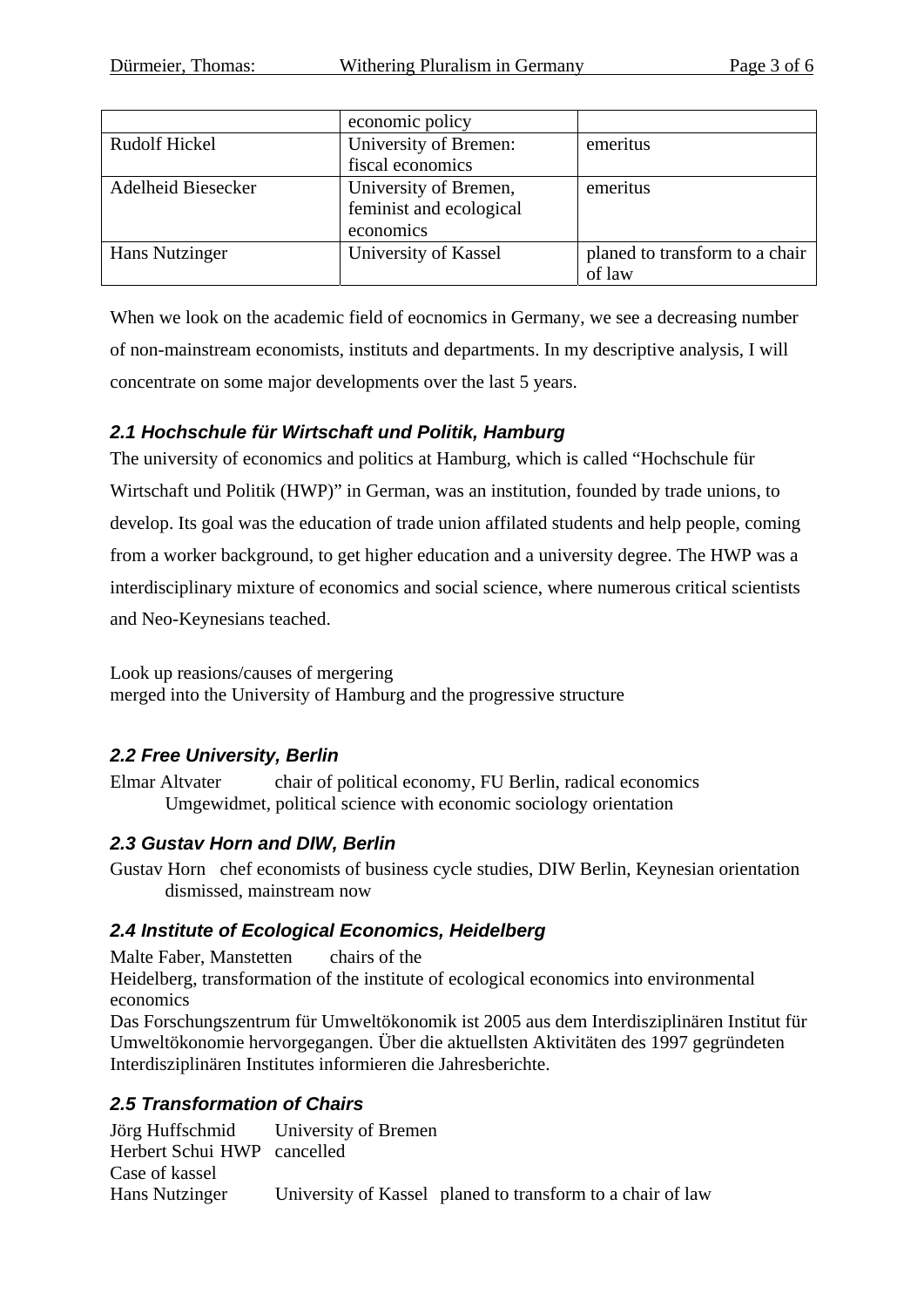| | economic policy | |
|---|---|---|
| Rudolf Hickel | University of Bremen: fiscal economics | emeritus |
| Adelheid Biesecker | University of Bremen, feminist and ecological economics | emeritus |
| Hans Nutzinger | University of Kassel | planed to transform to a chair of law |

When we look on the academic field of eocnomics in Germany, we see a decreasing number of non-mainstream economists, instituts and departments. In my descriptive analysis, I will concentrate on some major developments over the last 5 years.

### *2.1 Hochschule für Wirtschaft und Politik, Hamburg*

The university of economics and politics at Hamburg, which is called "Hochschule für Wirtschaft und Politik (HWP)" in German, was an institution, founded by trade unions, to develop. Its goal was the education of trade union affilated students and help people, coming from a worker background, to get higher education and a university degree. The HWP was a interdisciplinary mixture of economics and social science, where numerous critical scientists and Neo-Keynesians teached.

Look up reasions/causes of mergering
merged into the University of Hamburg and the progressive structure

### *2.2 Free University, Berlin*

Elmar Altvater chair of political economy, FU Berlin, radical economics
Umgewidmet, political science with economic sociology orientation

### *2.3 Gustav Horn and DIW, Berlin*

Gustav Horn chef economists of business cycle studies, DIW Berlin, Keynesian orientation
dismissed, mainstream now

### *2.4 Institute of Ecological Economics, Heidelberg*

Malte Faber, Manstetten chairs of the
Heidelberg, transformation of the institute of ecological economics into environmental economics
Das Forschungszentrum für Umweltökonomik ist 2005 aus dem Interdisziplinären Institut für Umweltökonomie hervorgegangen. Über die aktuellsten Aktivitäten des 1997 gegründeten Interdisziplinären Institutes informieren die Jahresberichte.

### *2.5 Transformation of Chairs*

Jörg Huffschmid University of Bremen
Herbert Schui HWP cancelled
Case of kassel
Hans Nutzinger University of Kassel planed to transform to a chair of law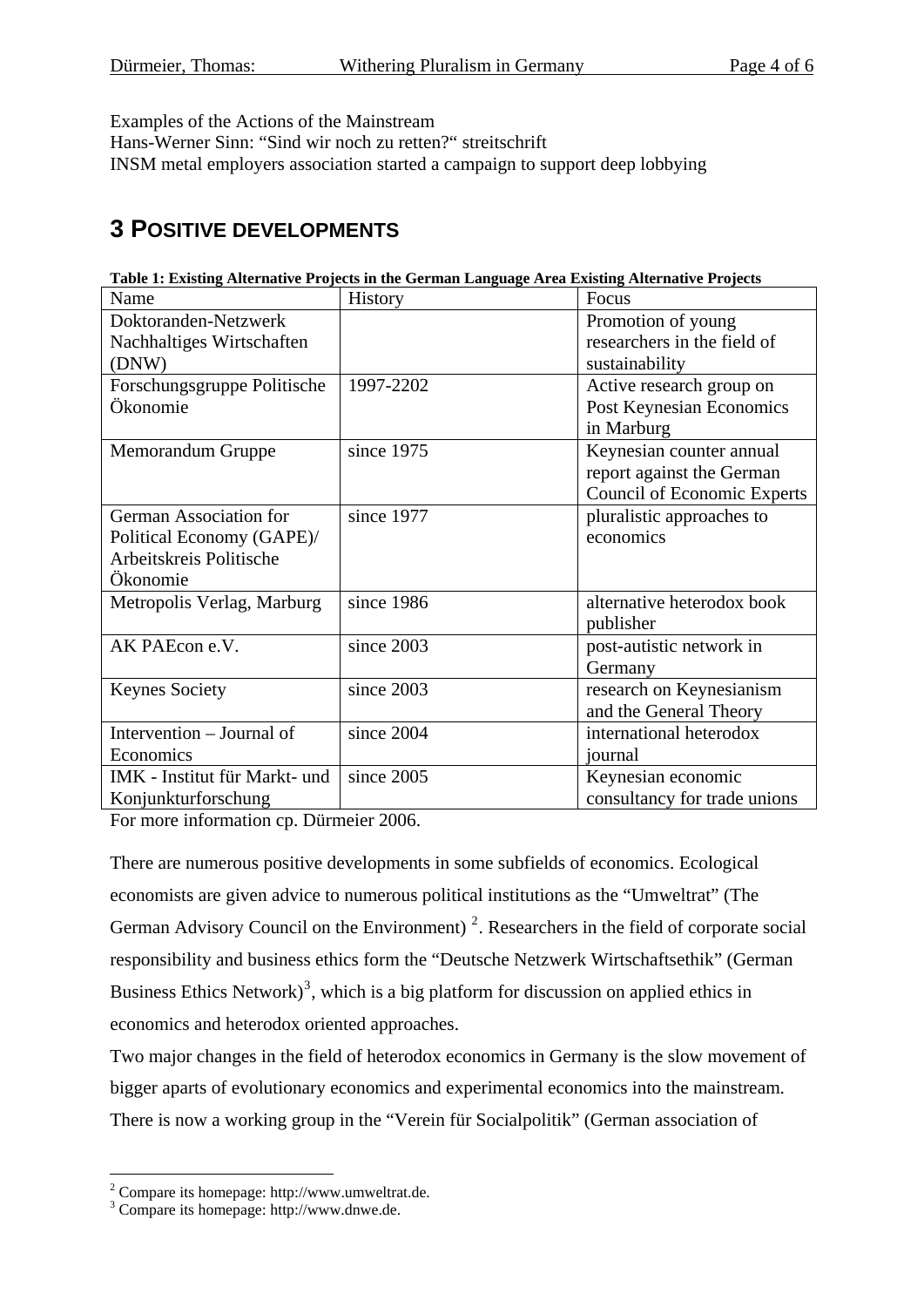Examples of the Actions of the Mainstream
Hans-Werner Sinn: "Sind wir noch zu retten?" streitschrift
INSM metal employers association started a campaign to support deep lobbying

## 3 POSITIVE DEVELOPMENTS

**Table 1: Existing Alternative Projects in the German Language Area Existing Alternative Projects**

| Name | History | Focus |
|---|---|---|
| Doktoranden-Netzwerk Nachhaltiges Wirtschaften (DNW) | | Promotion of young researchers in the field of sustainability |
| Forschungsgruppe Politische Ökonomie | 1997-2202 | Active research group on Post Keynesian Economics in Marburg |
| Memorandum Gruppe | since 1975 | Keynesian counter annual report against the German Council of Economic Experts |
| German Association for Political Economy (GAPE)/ Arbeitskreis Politische Ökonomie | since 1977 | pluralistic approaches to economics |
| Metropolis Verlag, Marburg | since 1986 | alternative heterodox book publisher |
| AK PAEcon e.V. | since 2003 | post-autistic network in Germany |
| Keynes Society | since 2003 | research on Keynesianism and the General Theory |
| Intervention – Journal of Economics | since 2004 | international heterodox journal |
| IMK - Institut für Markt- und Konjunkturforschung | since 2005 | Keynesian economic consultancy for trade unions |

For more information cp. Dürmeier 2006.

There are numerous positive developments in some subfields of economics. Ecological economists are given advice to numerous political institutions as the "Umweltrat" (The German Advisory Council on the Environment) [2]. Researchers in the field of corporate social responsibility and business ethics form the "Deutsche Netzwerk Wirtschaftsethik" (German Business Ethics Network)[3], which is a big platform for discussion on applied ethics in economics and heterodox oriented approaches.
Two major changes in the field of heterodox economics in Germany is the slow movement of bigger aparts of evolutionary economics and experimental economics into the mainstream. There is now a working group in the "Verein für Socialpolitik" (German association of

[2] Compare its homepage: http://www.umweltrat.de.
[3] Compare its homepage: http://www.dnwe.de.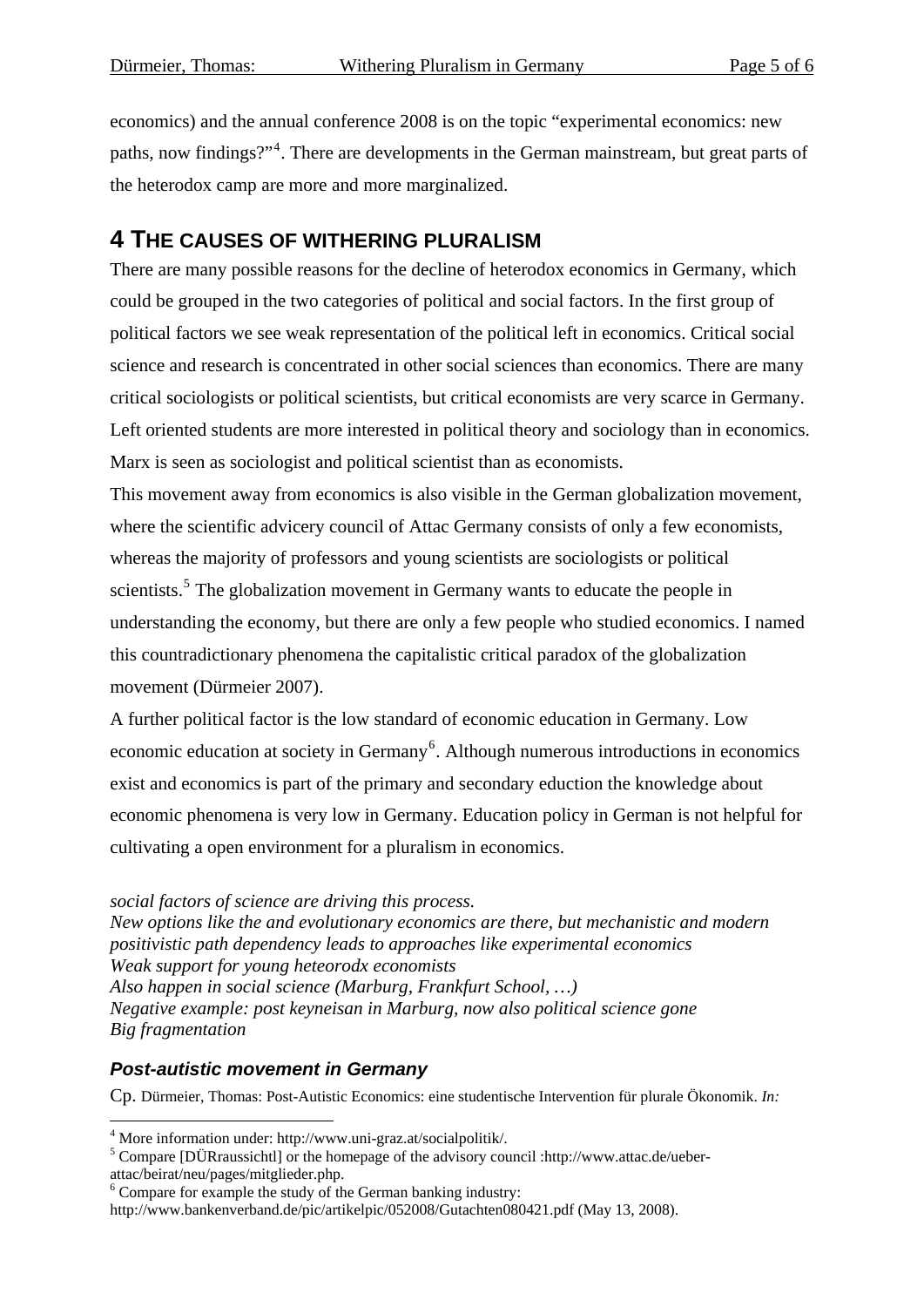economics) and the annual conference 2008 is on the topic "experimental economics: new paths, now findings?"[4]. There are developments in the German mainstream, but great parts of the heterodox camp are more and more marginalized.

## 4 The causes of withering pluralism

There are many possible reasons for the decline of heterodox economics in Germany, which could be grouped in the two categories of political and social factors. In the first group of political factors we see weak representation of the political left in economics. Critical social science and research is concentrated in other social sciences than economics. There are many critical sociologists or political scientists, but critical economists are very scarce in Germany. Left oriented students are more interested in political theory and sociology than in economics. Marx is seen as sociologist and political scientist than as economists.

This movement away from economics is also visible in the German globalization movement, where the scientific advicery council of Attac Germany consists of only a few economists, whereas the majority of professors and young scientists are sociologists or political scientists.[5] The globalization movement in Germany wants to educate the people in understanding the economy, but there are only a few people who studied economics. I named this countradictionary phenomena the capitalistic critical paradox of the globalization movement (Dürmeier 2007).

A further political factor is the low standard of economic education in Germany. Low economic education at society in Germany[6]. Although numerous introductions in economics exist and economics is part of the primary and secondary eduction the knowledge about economic phenomena is very low in Germany. Education policy in German is not helpful for cultivating a open environment for a pluralism in economics.

*social factors of science are driving this process.*
*New options like the and evolutionary economics are there, but mechanistic and modern positivistic path dependency leads to approaches like experimental economics*
*Weak support for young heteorodx economists*
*Also happen in social science (Marburg, Frankfurt School, …)*
*Negative example: post keyneisan in Marburg, now also political science gone*
*Big fragmentation*

### *Post-autistic movement in Germany*

Cp. Dürmeier, Thomas: Post-Autistic Economics: eine studentische Intervention für plurale Ökonomik. *In:*

---

[4] More information under: http://www.uni-graz.at/socialpolitik/.

[5] Compare [DÜRraussichtl] or the homepage of the advisory council :http://www.attac.de/ueber-attac/beirat/neu/pages/mitglieder.php.

[6] Compare for example the study of the German banking industry: http://www.bankenverband.de/pic/artikelpic/052008/Gutachten080421.pdf (May 13, 2008).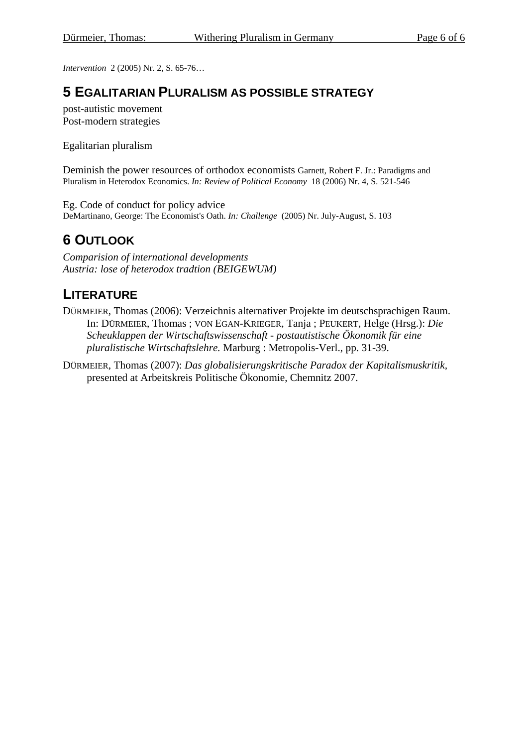*Intervention* 2 (2005) Nr. 2, S. 65-76…

## 5 Egalitarian Pluralism as possible strategy

post-autistic movement
Post-modern strategies

Egalitarian pluralism

Deminish the power resources of orthodox economists Garnett, Robert F. Jr.: Paradigms and Pluralism in Heterodox Economics. *In: Review of Political Economy* 18 (2006) Nr. 4, S. 521-546

Eg. Code of conduct for policy advice
DeMartinano, George: The Economist's Oath. *In: Challenge* (2005) Nr. July-August, S. 103

## 6 Outlook

*Comparision of international developments*
*Austria: lose of heterodox tradtion (BEIGEWUM)*

## Literature

DÜRMEIER, Thomas (2006): Verzeichnis alternativer Projekte im deutschsprachigen Raum. In: DÜRMEIER, Thomas ; VON EGAN-KRIEGER, Tanja ; PEUKERT, Helge (Hrsg.): *Die Scheuklappen der Wirtschaftswissenschaft - postautistische Ökonomik für eine pluralistische Wirtschaftslehre.* Marburg : Metropolis-Verl., pp. 31-39.

DÜRMEIER, Thomas (2007): *Das globalisierungskritische Paradox der Kapitalismuskritik*, presented at Arbeitskreis Politische Ökonomie, Chemnitz 2007.